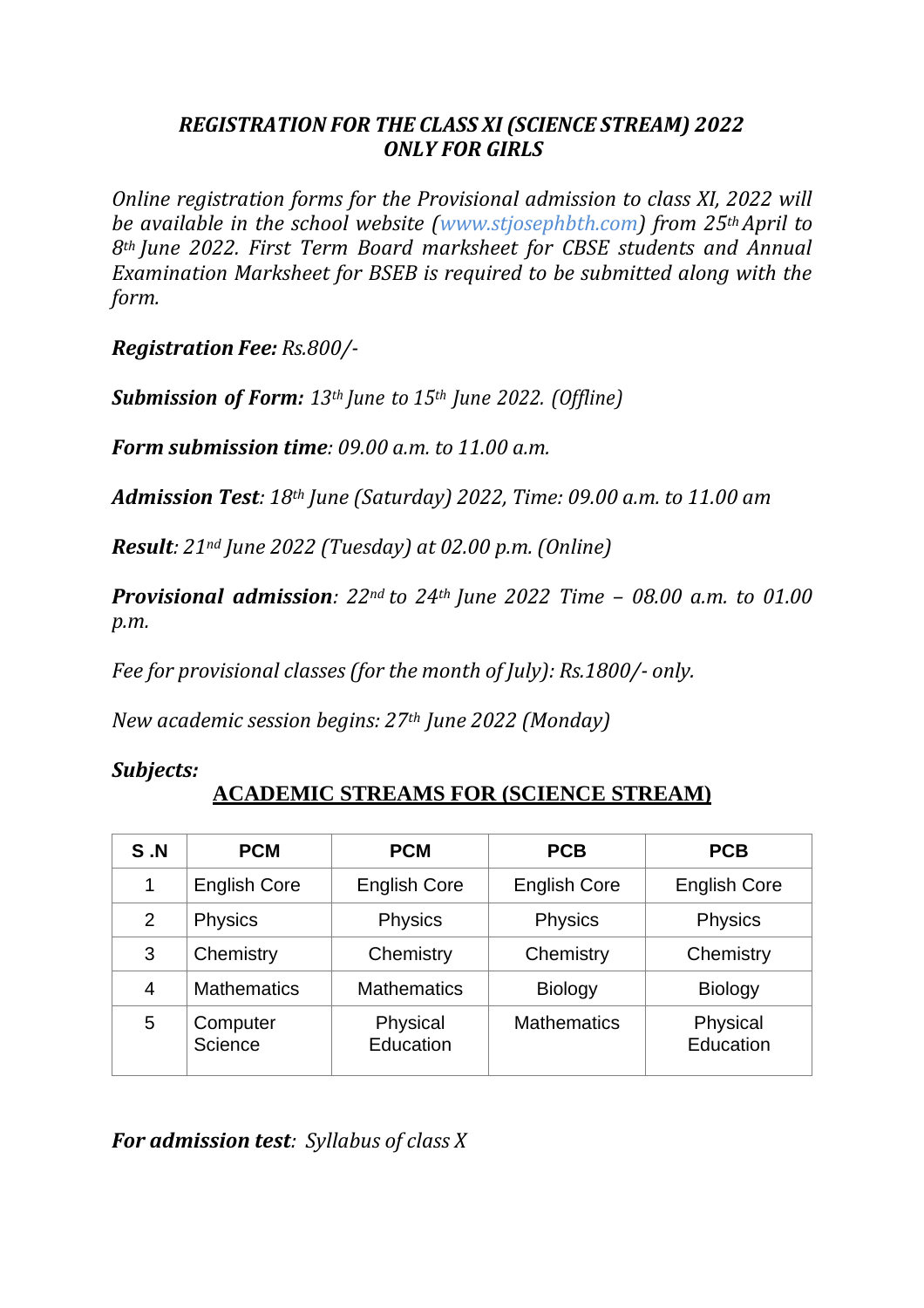# *REGISTRATION FOR THE CLASS XI (SCIENCE STREAM) 2022*
# *ONLY FOR GIRLS*

*Online registration forms for the Provisional admission to class XI, 2022 will be available in the school website (www.stjosephbth.com) from 25th April to 8th June 2022. First Term Board marksheet for CBSE students and Annual Examination Marksheet for BSEB is required to be submitted along with the form.*

***Registration Fee:*** *Rs.800/-*

***Submission of Form:*** *13th June to 15th June 2022. (Offline)*

***Form submission time****: 09.00 a.m. to 11.00 a.m.*

***Admission Test****: 18th June (Saturday) 2022, Time: 09.00 a.m. to 11.00 am*

***Result****: 21st June 2022 (Tuesday) at 02.00 p.m. (Online)*

***Provisional admission****: 22nd to 24th June 2022 Time – 08.00 a.m. to 01.00 p.m.*

*Fee for provisional classes (for the month of July): Rs.1800/- only.*

*New academic session begins: 27th June 2022 (Monday)*

***Subjects:***

**ACADEMIC STREAMS FOR (SCIENCE STREAM)**

| S .N | PCM | PCM | PCB | PCB |
|---|---|---|---|---|
| 1 | English Core | English Core | English Core | English Core |
| 2 | Physics | Physics | Physics | Physics |
| 3 | Chemistry | Chemistry | Chemistry | Chemistry |
| 4 | Mathematics | Mathematics | Biology | Biology |
| 5 | Computer Science | Physical Education | Mathematics | Physical Education |

***For admission test****: Syllabus of class X*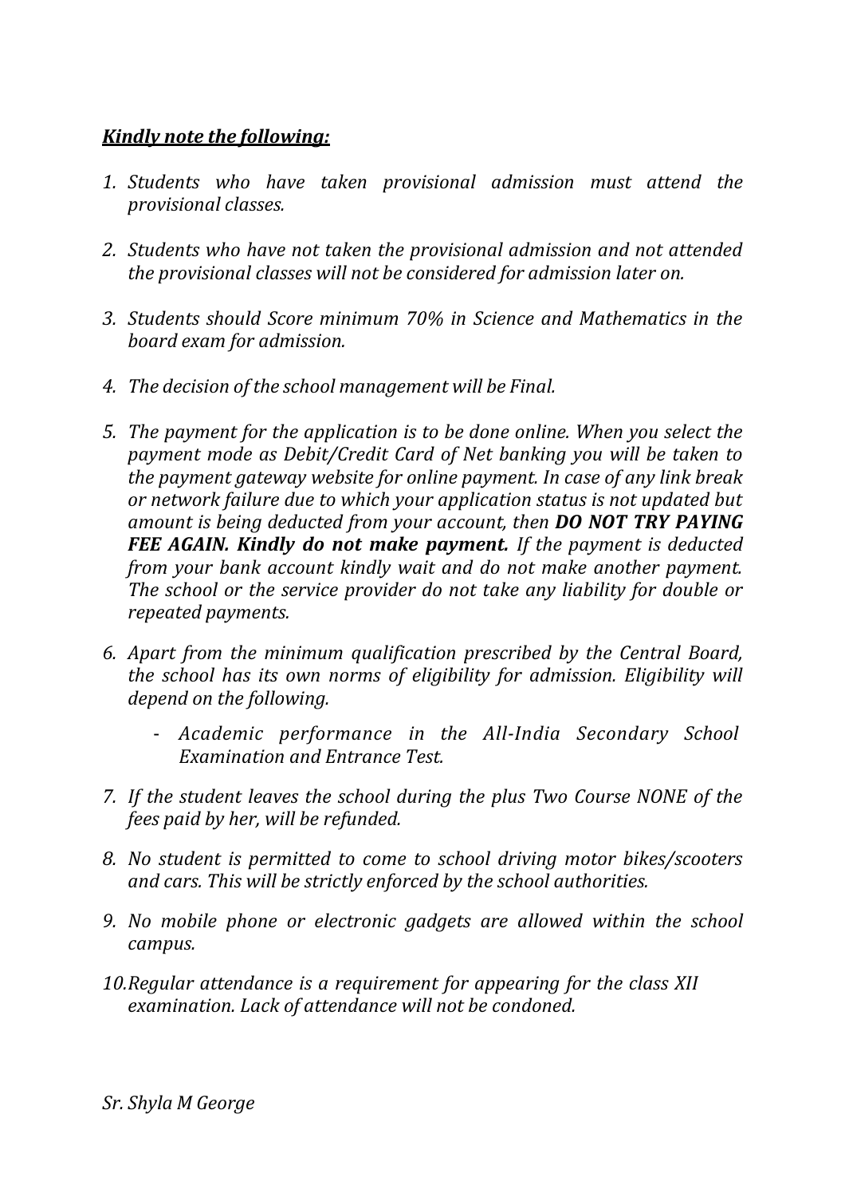***Kindly note the following:***

1. *Students who have taken provisional admission must attend the provisional classes.*

2. *Students who have not taken the provisional admission and not attended the provisional classes will not be considered for admission later on.*

3. *Students should Score minimum 70% in Science and Mathematics in the board exam for admission.*

4. *The decision of the school management will be Final.*

5. *The payment for the application is to be done online. When you select the payment mode as Debit/Credit Card of Net banking you will be taken to the payment gateway website for online payment. In case of any link break or network failure due to which your application status is not updated but amount is being deducted from your account, then **DO NOT TRY PAYING FEE AGAIN. Kindly do not make payment.** If the payment is deducted from your bank account kindly wait and do not make another payment. The school or the service provider do not take any liability for double or repeated payments.*

6. *Apart from the minimum qualification prescribed by the Central Board, the school has its own norms of eligibility for admission. Eligibility will depend on the following.*

   - *Academic performance in the All-India Secondary School Examination and Entrance Test.*

7. *If the student leaves the school during the plus Two Course NONE of the fees paid by her, will be refunded.*

8. *No student is permitted to come to school driving motor bikes/scooters and cars. This will be strictly enforced by the school authorities.*

9. *No mobile phone or electronic gadgets are allowed within the school campus.*

10. *Regular attendance is a requirement for appearing for the class XII examination. Lack of attendance will not be condoned.*

*Sr. Shyla M George*